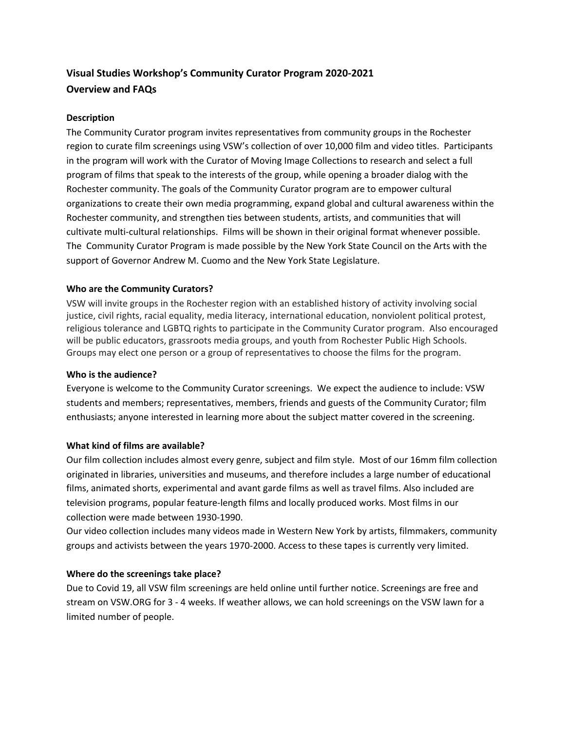## Visual Studies Workshop's Community Curator Program 2020-2021
## Overview and FAQs

### Description

The Community Curator program invites representatives from community groups in the Rochester region to curate film screenings using VSW's collection of over 10,000 film and video titles. Participants in the program will work with the Curator of Moving Image Collections to research and select a full program of films that speak to the interests of the group, while opening a broader dialog with the Rochester community. The goals of the Community Curator program are to empower cultural organizations to create their own media programming, expand global and cultural awareness within the Rochester community, and strengthen ties between students, artists, and communities that will cultivate multi-cultural relationships. Films will be shown in their original format whenever possible. The Community Curator Program is made possible by the New York State Council on the Arts with the support of Governor Andrew M. Cuomo and the New York State Legislature.

### Who are the Community Curators?

VSW will invite groups in the Rochester region with an established history of activity involving social justice, civil rights, racial equality, media literacy, international education, nonviolent political protest, religious tolerance and LGBTQ rights to participate in the Community Curator program. Also encouraged will be public educators, grassroots media groups, and youth from Rochester Public High Schools. Groups may elect one person or a group of representatives to choose the films for the program.

### Who is the audience?

Everyone is welcome to the Community Curator screenings. We expect the audience to include: VSW students and members; representatives, members, friends and guests of the Community Curator; film enthusiasts; anyone interested in learning more about the subject matter covered in the screening.

### What kind of films are available?

Our film collection includes almost every genre, subject and film style. Most of our 16mm film collection originated in libraries, universities and museums, and therefore includes a large number of educational films, animated shorts, experimental and avant garde films as well as travel films. Also included are television programs, popular feature-length films and locally produced works. Most films in our collection were made between 1930-1990.

Our video collection includes many videos made in Western New York by artists, filmmakers, community groups and activists between the years 1970-2000. Access to these tapes is currently very limited.

### Where do the screenings take place?

Due to Covid 19, all VSW film screenings are held online until further notice. Screenings are free and stream on VSW.ORG for 3 - 4 weeks. If weather allows, we can hold screenings on the VSW lawn for a limited number of people.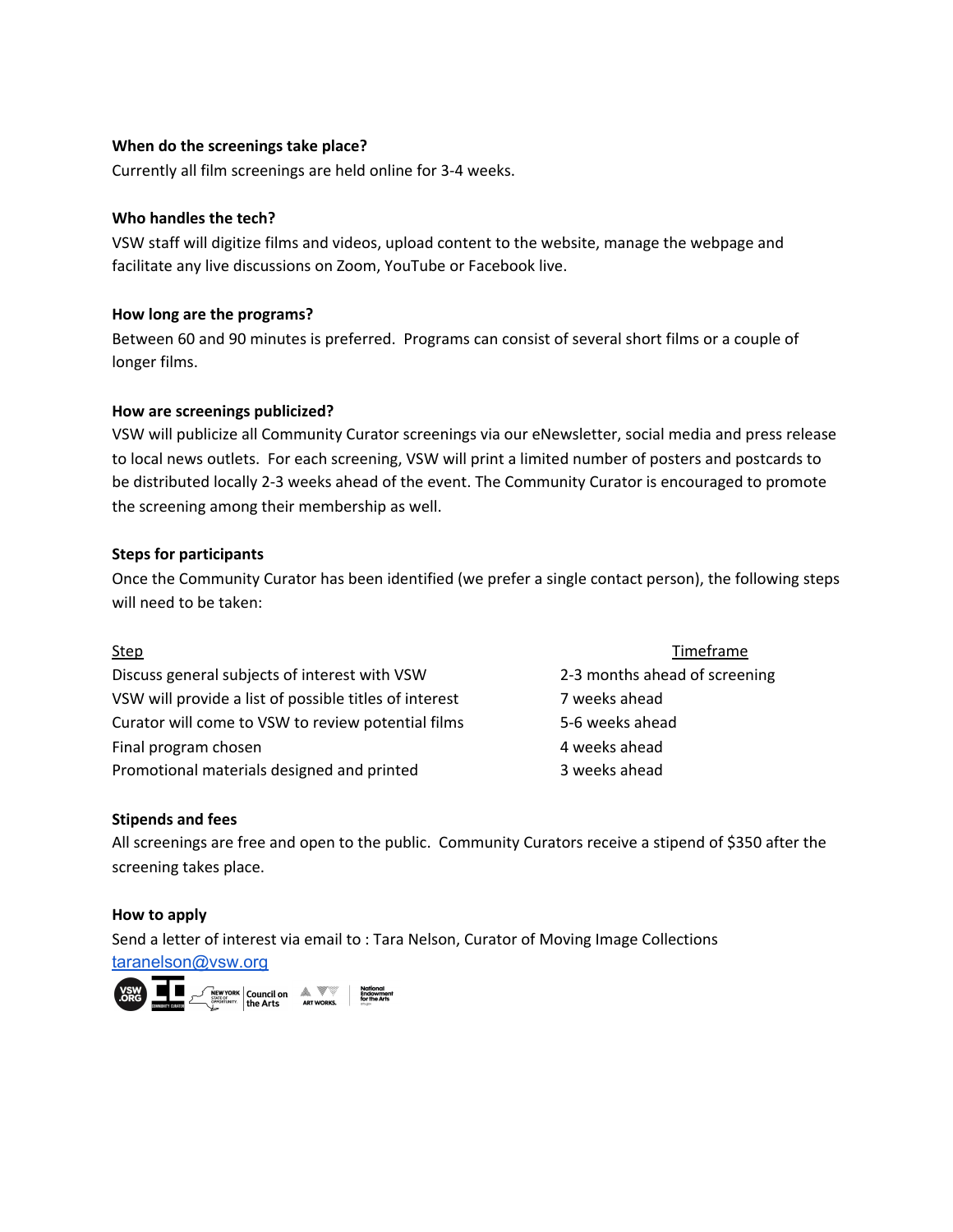**When do the screenings take place?**

Currently all film screenings are held online for 3-4 weeks.

**Who handles the tech?**

VSW staff will digitize films and videos, upload content to the website, manage the webpage and facilitate any live discussions on Zoom, YouTube or Facebook live.

**How long are the programs?**

Between 60 and 90 minutes is preferred. Programs can consist of several short films or a couple of longer films.

**How are screenings publicized?**

VSW will publicize all Community Curator screenings via our eNewsletter, social media and press release to local news outlets. For each screening, VSW will print a limited number of posters and postcards to be distributed locally 2-3 weeks ahead of the event. The Community Curator is encouraged to promote the screening among their membership as well.

**Steps for participants**

Once the Community Curator has been identified (we prefer a single contact person), the following steps will need to be taken:

| Step | Timeframe |
|---|---|
| Discuss general subjects of interest with VSW | 2-3 months ahead of screening |
| VSW will provide a list of possible titles of interest | 7 weeks ahead |
| Curator will come to VSW to review potential films | 5-6 weeks ahead |
| Final program chosen | 4 weeks ahead |
| Promotional materials designed and printed | 3 weeks ahead |

**Stipends and fees**

All screenings are free and open to the public. Community Curators receive a stipend of $350 after the screening takes place.

**How to apply**

Send a letter of interest via email to : Tara Nelson, Curator of Moving Image Collections
taranelson@vsw.org